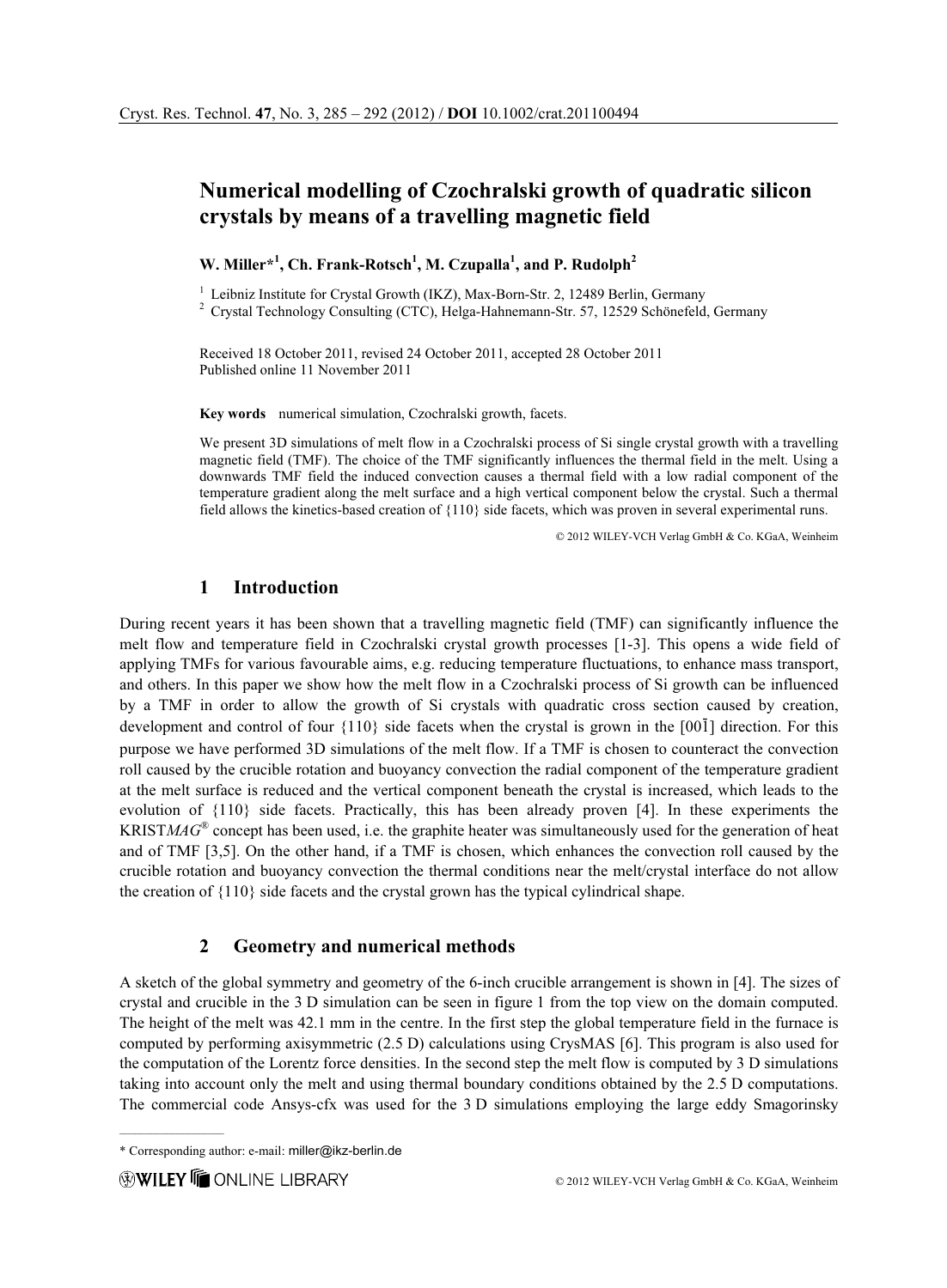# Numerical modelling of Czochralski growth of quadratic silicon crystals by means of a travelling magnetic field

**W. Miller*[1], Ch. Frank-Rotsch[1], M. Czupalla[1], and P. Rudolph[2]**

[1] Leibniz Institute for Crystal Growth (IKZ), Max-Born-Str. 2, 12489 Berlin, Germany
[2] Crystal Technology Consulting (CTC), Helga-Hahnemann-Str. 57, 12529 Schönefeld, Germany

Received 18 October 2011, revised 24 October 2011, accepted 28 October 2011
Published online 11 November 2011

**Key words** numerical simulation, Czochralski growth, facets.

We present 3D simulations of melt flow in a Czochralski process of Si single crystal growth with a travelling magnetic field (TMF). The choice of the TMF significantly influences the thermal field in the melt. Using a downwards TMF field the induced convection causes a thermal field with a low radial component of the temperature gradient along the melt surface and a high vertical component below the crystal. Such a thermal field allows the kinetics-based creation of {110} side facets, which was proven in several experimental runs.

© 2012 WILEY-VCH Verlag GmbH & Co. KGaA, Weinheim

## 1 Introduction

During recent years it has been shown that a travelling magnetic field (TMF) can significantly influence the melt flow and temperature field in Czochralski crystal growth processes [1-3]. This opens a wide field of applying TMFs for various favourable aims, e.g. reducing temperature fluctuations, to enhance mass transport, and others. In this paper we show how the melt flow in a Czochralski process of Si growth can be influenced by a TMF in order to allow the growth of Si crystals with quadratic cross section caused by creation, development and control of four {110} side facets when the crystal is grown in the $[00\bar{1}]$ direction. For this purpose we have performed 3D simulations of the melt flow. If a TMF is chosen to counteract the convection roll caused by the crucible rotation and buoyancy convection the radial component of the temperature gradient at the melt surface is reduced and the vertical component beneath the crystal is increased, which leads to the evolution of {110} side facets. Practically, this has been already proven [4]. In these experiments the KRIST*MAG*® concept has been used, i.e. the graphite heater was simultaneously used for the generation of heat and of TMF [3,5]. On the other hand, if a TMF is chosen, which enhances the convection roll caused by the crucible rotation and buoyancy convection the thermal conditions near the melt/crystal interface do not allow the creation of {110} side facets and the crystal grown has the typical cylindrical shape.

## 2 Geometry and numerical methods

A sketch of the global symmetry and geometry of the 6-inch crucible arrangement is shown in [4]. The sizes of crystal and crucible in the 3 D simulation can be seen in figure 1 from the top view on the domain computed. The height of the melt was 42.1 mm in the centre. In the first step the global temperature field in the furnace is computed by performing axisymmetric (2.5 D) calculations using CrysMAS [6]. This program is also used for the computation of the Lorentz force densities. In the second step the melt flow is computed by 3 D simulations taking into account only the melt and using thermal boundary conditions obtained by the 2.5 D computations. The commercial code Ansys-cfx was used for the 3 D simulations employing the large eddy Smagorinsky

* Corresponding author: e-mail: miller@ikz-berlin.de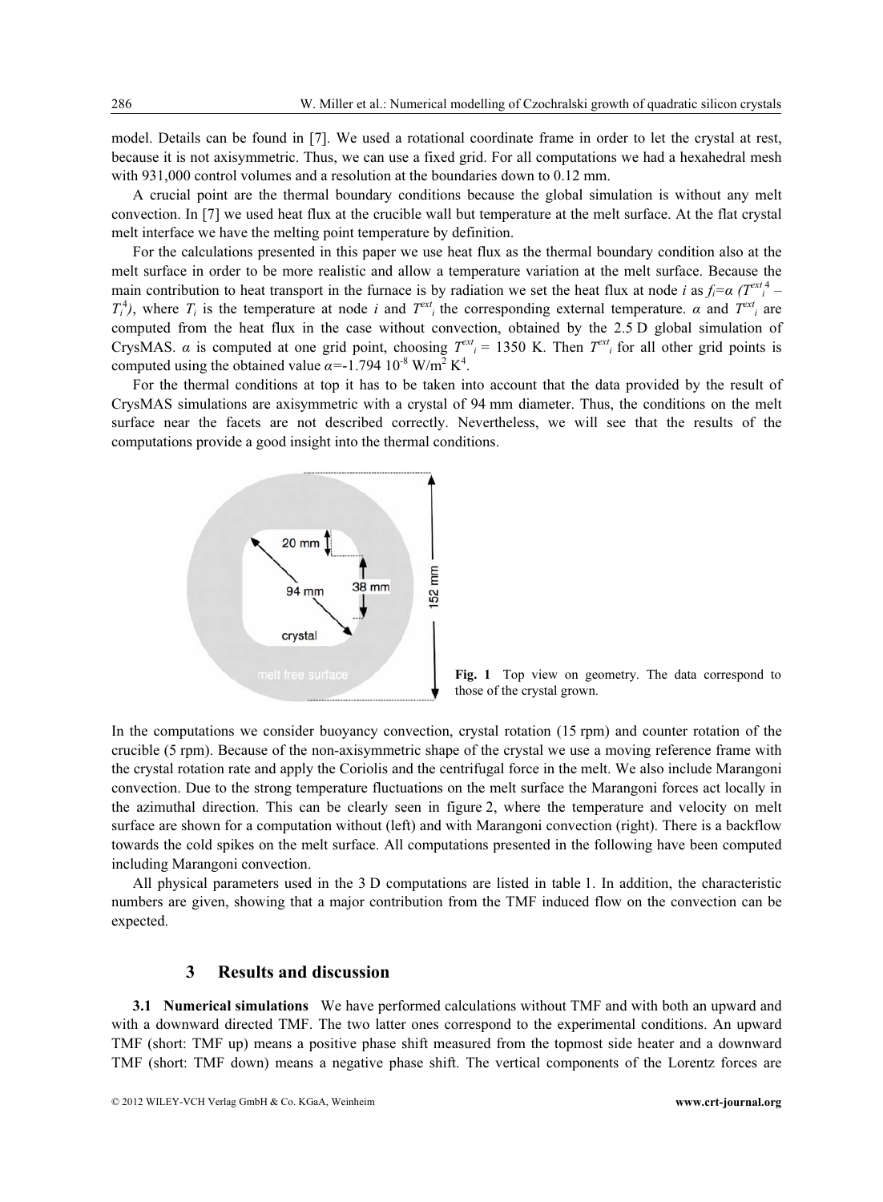model. Details can be found in [7]. We used a rotational coordinate frame in order to let the crystal at rest, because it is not axisymmetric. Thus, we can use a fixed grid. For all computations we had a hexahedral mesh with 931,000 control volumes and a resolution at the boundaries down to 0.12 mm.

A crucial point are the thermal boundary conditions because the global simulation is without any melt convection. In [7] we used heat flux at the crucible wall but temperature at the melt surface. At the flat crystal melt interface we have the melting point temperature by definition.

For the calculations presented in this paper we use heat flux as the thermal boundary condition also at the melt surface in order to be more realistic and allow a temperature variation at the melt surface. Because the main contribution to heat transport in the furnace is by radiation we set the heat flux at node $i$ as $f_i = \alpha\,({T^{ext}_i}^4 - T_i^4)$, where $T_i$ is the temperature at node $i$ and $T^{ext}_i$ the corresponding external temperature. $\alpha$ and $T^{ext}_i$ are computed from the heat flux in the case without convection, obtained by the 2.5 D global simulation of CrysMAS. $\alpha$ is computed at one grid point, choosing $T^{ext}_i$ = 1350 K. Then $T^{ext}_i$ for all other grid points is computed using the obtained value $\alpha = -1.794\ 10^{-8}$ W/m$^2$ K$^4$.

For the thermal conditions at top it has to be taken into account that the data provided by the result of CrysMAS simulations are axisymmetric with a crystal of 94 mm diameter. Thus, the conditions on the melt surface near the facets are not described correctly. Nevertheless, we will see that the results of the computations provide a good insight into the thermal conditions.

**Fig. 1** Top view on geometry. The data correspond to those of the crystal grown.

In the computations we consider buoyancy convection, crystal rotation (15 rpm) and counter rotation of the crucible (5 rpm). Because of the non-axisymmetric shape of the crystal we use a moving reference frame with the crystal rotation rate and apply the Coriolis and the centrifugal force in the melt. We also include Marangoni convection. Due to the strong temperature fluctuations on the melt surface the Marangoni forces act locally in the azimuthal direction. This can be clearly seen in figure 2, where the temperature and velocity on melt surface are shown for a computation without (left) and with Marangoni convection (right). There is a backflow towards the cold spikes on the melt surface. All computations presented in the following have been computed including Marangoni convection.

All physical parameters used in the 3 D computations are listed in table 1. In addition, the characteristic numbers are given, showing that a major contribution from the TMF induced flow on the convection can be expected.

## 3 Results and discussion

**3.1 Numerical simulations** We have performed calculations without TMF and with both an upward and with a downward directed TMF. The two latter ones correspond to the experimental conditions. An upward TMF (short: TMF up) means a positive phase shift measured from the topmost side heater and a downward TMF (short: TMF down) means a negative phase shift. The vertical components of the Lorentz forces are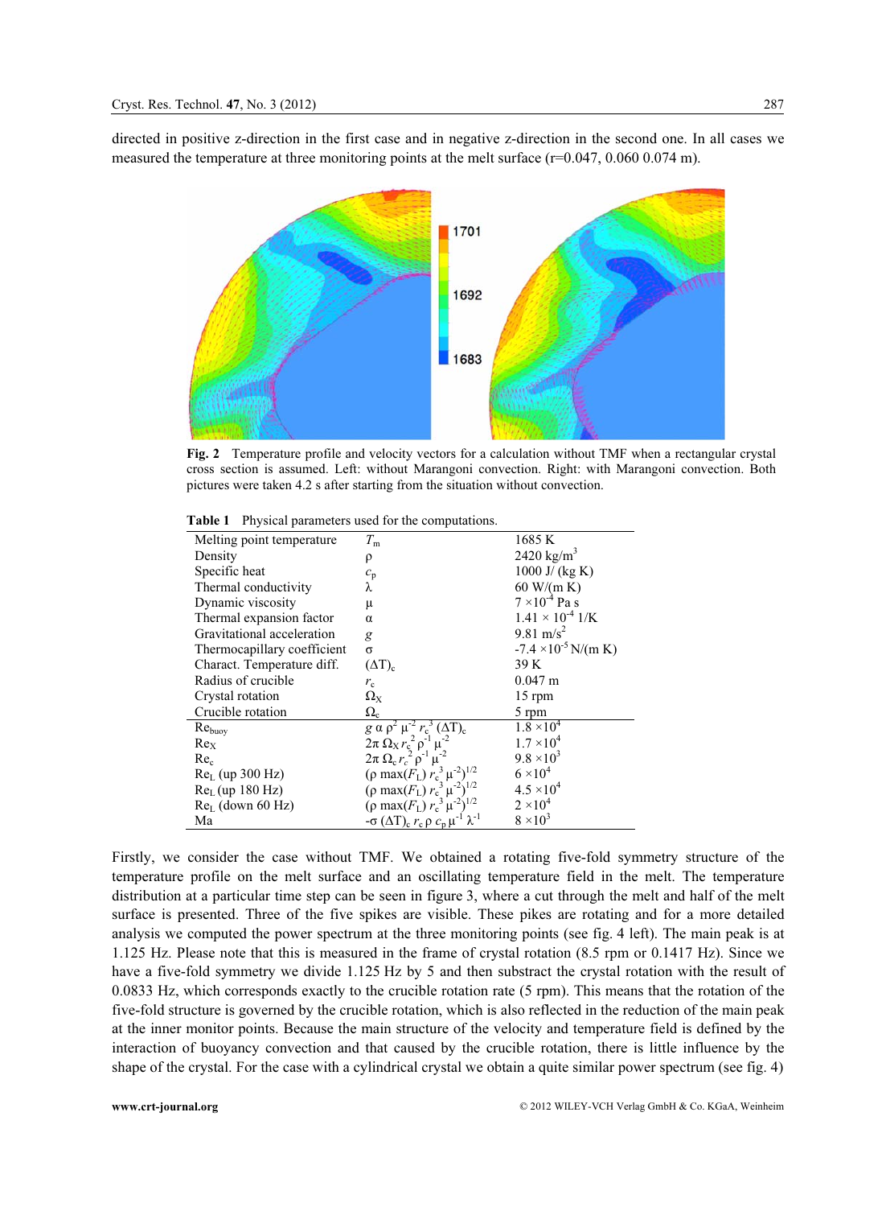directed in positive z-direction in the first case and in negative z-direction in the second one. In all cases we measured the temperature at three monitoring points at the melt surface (r=0.047, 0.060 0.074 m).

**Fig. 2** Temperature profile and velocity vectors for a calculation without TMF when a rectangular crystal cross section is assumed. Left: without Marangoni convection. Right: with Marangoni convection. Both pictures were taken 4.2 s after starting from the situation without convection.

**Table 1** Physical parameters used for the computations.

| | | |
|---|---|---|
| Melting point temperature | $T_m$ | 1685 K |
| Density | $\rho$ | 2420 kg/m$^3$ |
| Specific heat | $c_p$ | 1000 J/ (kg K) |
| Thermal conductivity | $\lambda$ | 60 W/(m K) |
| Dynamic viscosity | $\mu$ | $7 \times 10^{-4}$ Pa s |
| Thermal expansion factor | $\alpha$ | $1.41 \times 10^{-4}$ 1/K |
| Gravitational acceleration | $g$ | 9.81 m/s$^2$ |
| Thermocapillary coefficient | $\sigma$ | $-7.4 \times 10^{-5}$ N/(m K) |
| Charact. Temperature diff. | $(\Delta T)_c$ | 39 K |
| Radius of crucible | $r_c$ | 0.047 m |
| Crystal rotation | $\Omega_X$ | 15 rpm |
| Crucible rotation | $\Omega_c$ | 5 rpm |
| $Re_{buoy}$ | $g\, \alpha\, \rho^2\, \mu^{-2}\, r_c^3\, (\Delta T)_c$ | $1.8 \times 10^4$ |
| $Re_X$ | $2\pi\, \Omega_X\, r_c^2\, \rho^{-1}\, \mu^{-2}$ | $1.7 \times 10^4$ |
| $Re_c$ | $2\pi\, \Omega_c\, r_c^2\, \rho^{-1}\, \mu^{-2}$ | $9.8 \times 10^3$ |
| $Re_L$ (up 300 Hz) | $(\rho \max(F_L)\, r_c^3\, \mu^{-2})^{1/2}$ | $6 \times 10^4$ |
| $Re_L$ (up 180 Hz) | $(\rho \max(F_L)\, r_c^3\, \mu^{-2})^{1/2}$ | $4.5 \times 10^4$ |
| $Re_L$ (down 60 Hz) | $(\rho \max(F_L)\, r_c^3\, \mu^{-2})^{1/2}$ | $2 \times 10^4$ |
| Ma | $-\sigma\, (\Delta T)_c\, r_c\, \rho\, c_p\, \mu^{-1}\, \lambda^{-1}$ | $8 \times 10^3$ |

Firstly, we consider the case without TMF. We obtained a rotating five-fold symmetry structure of the temperature profile on the melt surface and an oscillating temperature field in the melt. The temperature distribution at a particular time step can be seen in figure 3, where a cut through the melt and half of the melt surface is presented. Three of the five spikes are visible. These pikes are rotating and for a more detailed analysis we computed the power spectrum at the three monitoring points (see fig. 4 left). The main peak is at 1.125 Hz. Please note that this is measured in the frame of crystal rotation (8.5 rpm or 0.1417 Hz). Since we have a five-fold symmetry we divide 1.125 Hz by 5 and then substract the crystal rotation with the result of 0.0833 Hz, which corresponds exactly to the crucible rotation rate (5 rpm). This means that the rotation of the five-fold structure is governed by the crucible rotation, which is also reflected in the reduction of the main peak at the inner monitor points. Because the main structure of the velocity and temperature field is defined by the interaction of buoyancy convection and that caused by the crucible rotation, there is little influence by the shape of the crystal. For the case with a cylindrical crystal we obtain a quite similar power spectrum (see fig. 4)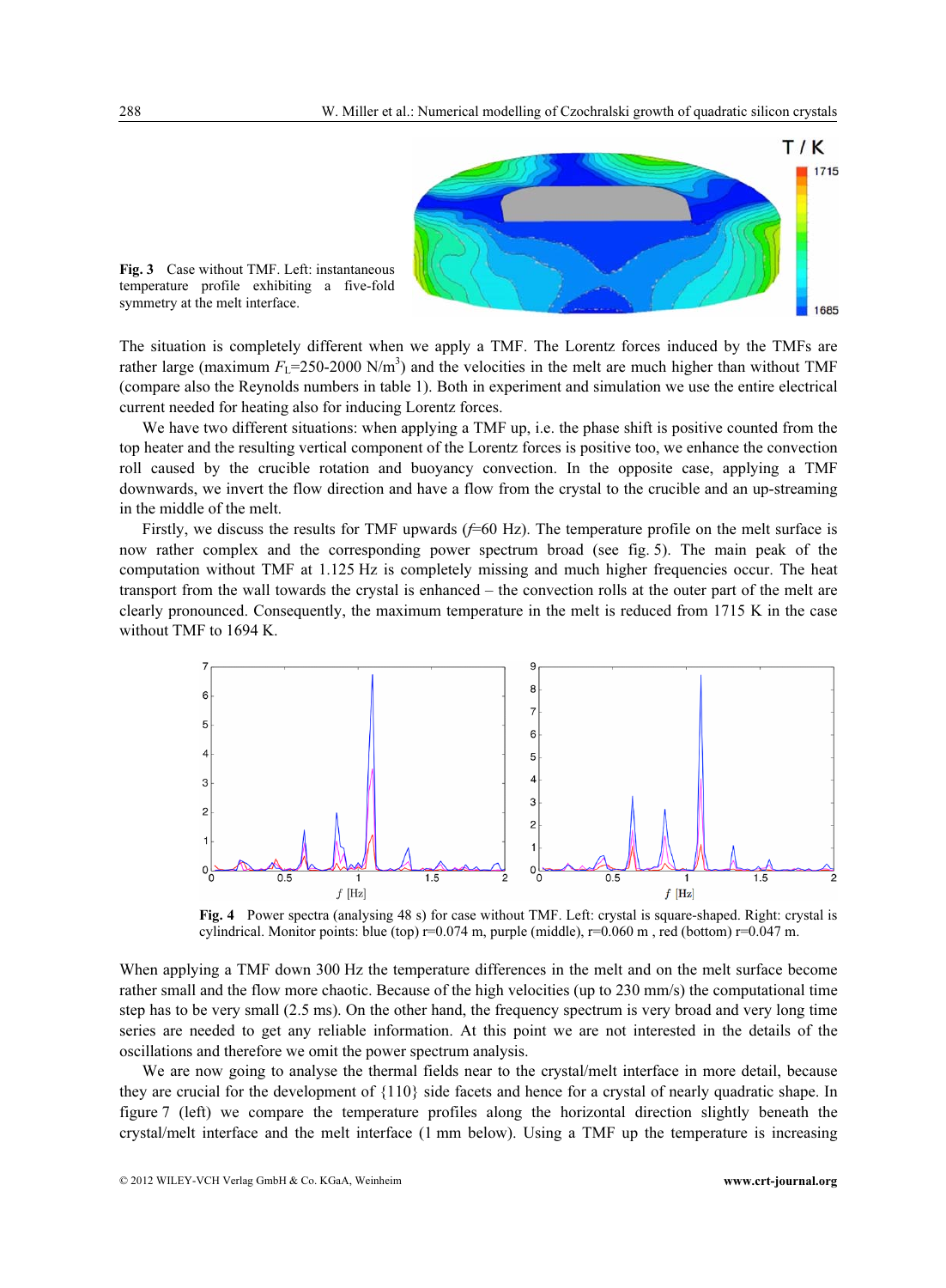**Fig. 3** Case without TMF. Left: instantaneous temperature profile exhibiting a five-fold symmetry at the melt interface.

The situation is completely different when we apply a TMF. The Lorentz forces induced by the TMFs are rather large (maximum $F_L$=250-2000 N/m$^3$) and the velocities in the melt are much higher than without TMF (compare also the Reynolds numbers in table 1). Both in experiment and simulation we use the entire electrical current needed for heating also for inducing Lorentz forces.

We have two different situations: when applying a TMF up, i.e. the phase shift is positive counted from the top heater and the resulting vertical component of the Lorentz forces is positive too, we enhance the convection roll caused by the crucible rotation and buoyancy convection. In the opposite case, applying a TMF downwards, we invert the flow direction and have a flow from the crystal to the crucible and an up-streaming in the middle of the melt.

Firstly, we discuss the results for TMF upwards ($f$=60 Hz). The temperature profile on the melt surface is now rather complex and the corresponding power spectrum broad (see fig. 5). The main peak of the computation without TMF at 1.125 Hz is completely missing and much higher frequencies occur. The heat transport from the wall towards the crystal is enhanced – the convection rolls at the outer part of the melt are clearly pronounced. Consequently, the maximum temperature in the melt is reduced from 1715 K in the case without TMF to 1694 K.

**Fig. 4** Power spectra (analysing 48 s) for case without TMF. Left: crystal is square-shaped. Right: crystal is cylindrical. Monitor points: blue (top) r=0.074 m, purple (middle), r=0.060 m , red (bottom) r=0.047 m.

When applying a TMF down 300 Hz the temperature differences in the melt and on the melt surface become rather small and the flow more chaotic. Because of the high velocities (up to 230 mm/s) the computational time step has to be very small (2.5 ms). On the other hand, the frequency spectrum is very broad and very long time series are needed to get any reliable information. At this point we are not interested in the details of the oscillations and therefore we omit the power spectrum analysis.

We are now going to analyse the thermal fields near to the crystal/melt interface in more detail, because they are crucial for the development of {110} side facets and hence for a crystal of nearly quadratic shape. In figure 7 (left) we compare the temperature profiles along the horizontal direction slightly beneath the crystal/melt interface and the melt interface (1 mm below). Using a TMF up the temperature is increasing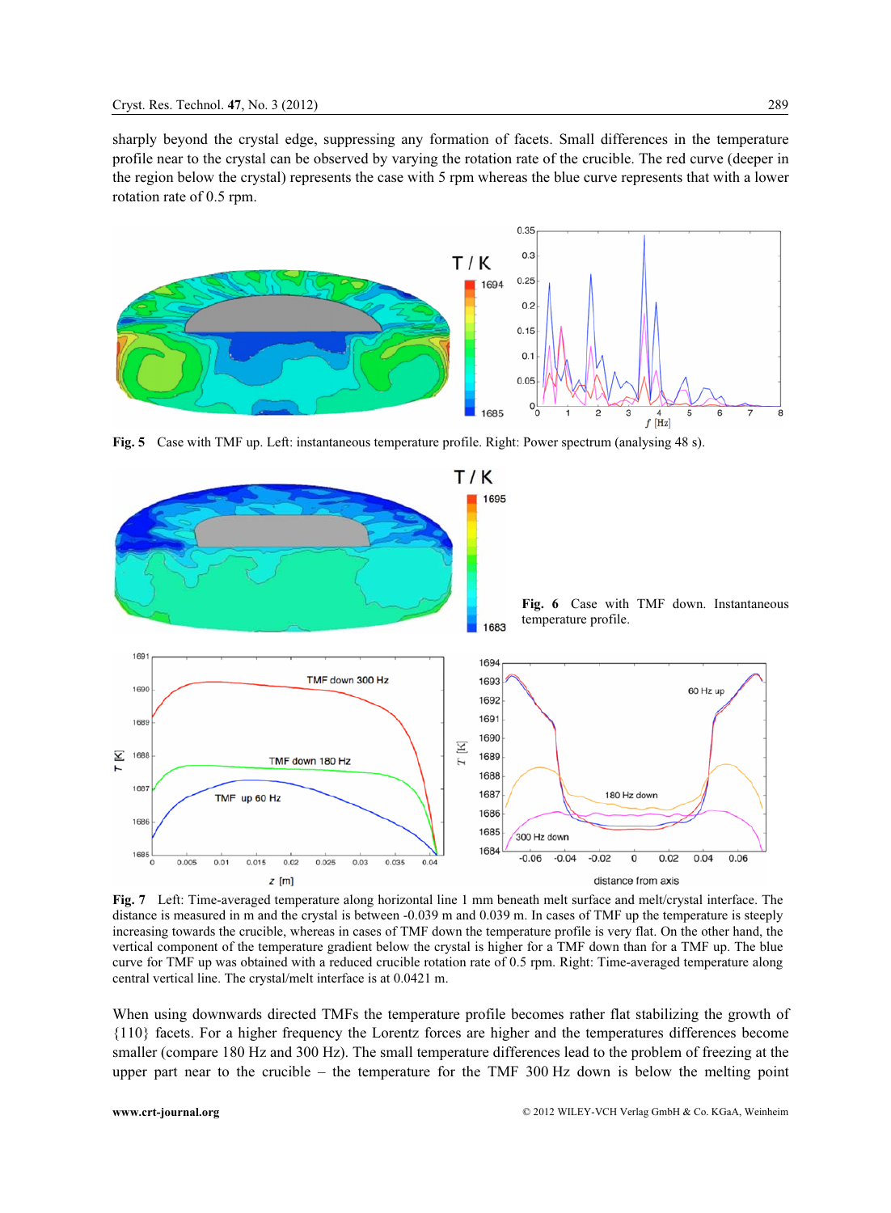sharply beyond the crystal edge, suppressing any formation of facets. Small differences in the temperature profile near to the crystal can be observed by varying the rotation rate of the crucible. The red curve (deeper in the region below the crystal) represents the case with 5 rpm whereas the blue curve represents that with a lower rotation rate of 0.5 rpm.

**Fig. 5** Case with TMF up. Left: instantaneous temperature profile. Right: Power spectrum (analysing 48 s).

**Fig. 6** Case with TMF down. Instantaneous temperature profile.

**Fig. 7** Left: Time-averaged temperature along horizontal line 1 mm beneath melt surface and melt/crystal interface. The distance is measured in m and the crystal is between -0.039 m and 0.039 m. In cases of TMF up the temperature is steeply increasing towards the crucible, whereas in cases of TMF down the temperature profile is very flat. On the other hand, the vertical component of the temperature gradient below the crystal is higher for a TMF down than for a TMF up. The blue curve for TMF up was obtained with a reduced crucible rotation rate of 0.5 rpm. Right: Time-averaged temperature along central vertical line. The crystal/melt interface is at 0.0421 m.

When using downwards directed TMFs the temperature profile becomes rather flat stabilizing the growth of {110} facets. For a higher frequency the Lorentz forces are higher and the temperatures differences become smaller (compare 180 Hz and 300 Hz). The small temperature differences lead to the problem of freezing at the upper part near to the crucible – the temperature for the TMF 300 Hz down is below the melting point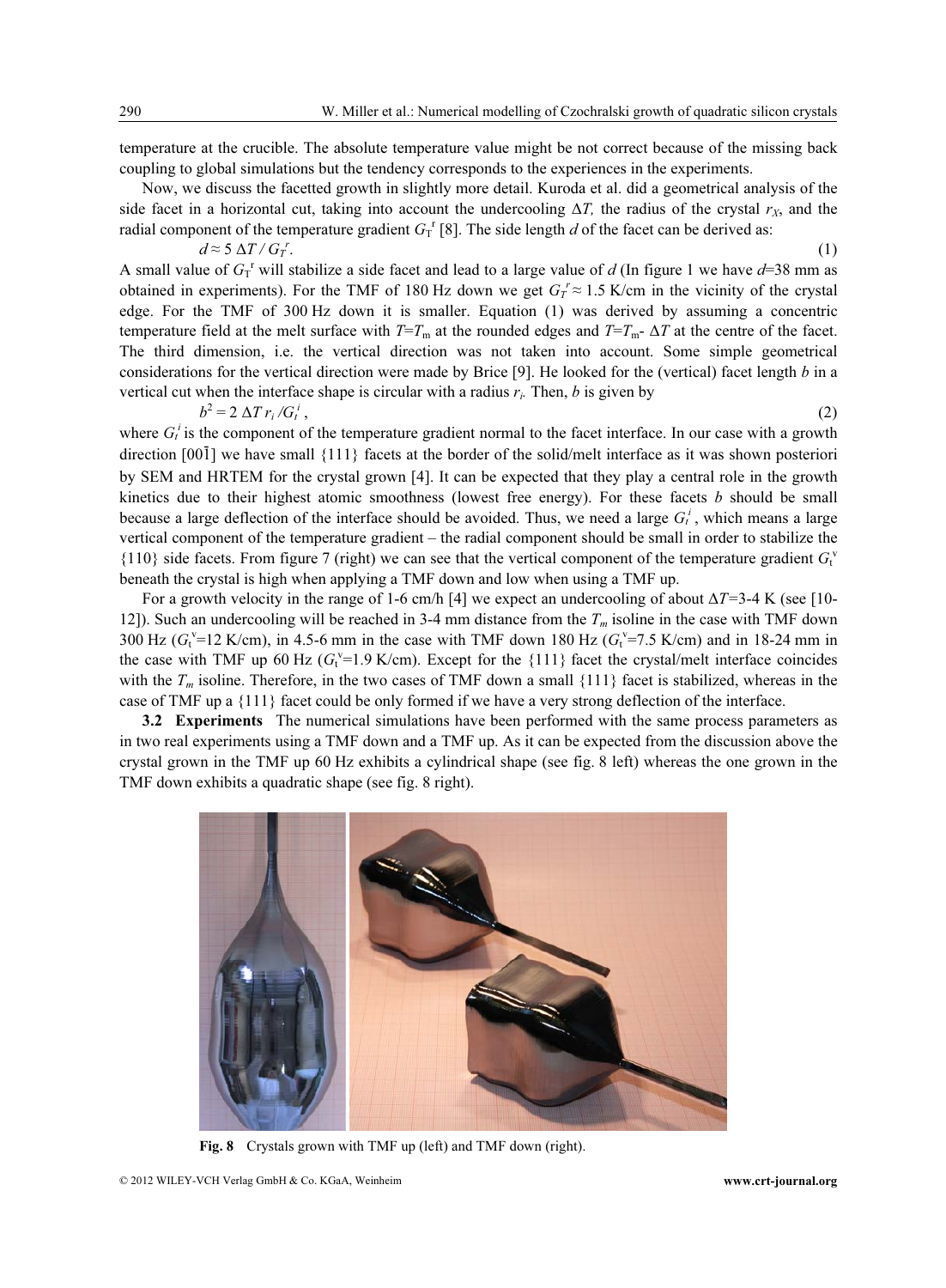temperature at the crucible. The absolute temperature value might be not correct because of the missing back coupling to global simulations but the tendency corresponds to the experiences in the experiments.

Now, we discuss the facetted growth in slightly more detail. Kuroda et al. did a geometrical analysis of the side facet in a horizontal cut, taking into account the undercooling $\Delta T$, the radius of the crystal $r_X$, and the radial component of the temperature gradient $G_T^r$ [8]. The side length $d$ of the facet can be derived as:

$$d \approx 5\, \Delta T \,/\, G_T^r. \tag{1}$$

A small value of $G_T^r$ will stabilize a side facet and lead to a large value of $d$ (In figure 1 we have $d$=38 mm as obtained in experiments). For the TMF of 180 Hz down we get $G_T^r \approx 1.5$ K/cm in the vicinity of the crystal edge. For the TMF of 300 Hz down it is smaller. Equation (1) was derived by assuming a concentric temperature field at the melt surface with $T$=$T_m$ at the rounded edges and $T$=$T_m$- $\Delta T$ at the centre of the facet. The third dimension, i.e. the vertical direction was not taken into account. Some simple geometrical considerations for the vertical direction were made by Brice [9]. He looked for the (vertical) facet length $b$ in a vertical cut when the interface shape is circular with a radius $r_i$. Then, $b$ is given by

$$b^2 = 2\, \Delta T\, r_i \,/ G_t^i\,, \tag{2}$$

where $G_t^i$ is the component of the temperature gradient normal to the facet interface. In our case with a growth direction $[00\bar{1}]$ we have small {111} facets at the border of the solid/melt interface as it was shown posteriori by SEM and HRTEM for the crystal grown [4]. It can be expected that they play a central role in the growth kinetics due to their highest atomic smoothness (lowest free energy). For these facets $b$ should be small because a large deflection of the interface should be avoided. Thus, we need a large $G_t^i$, which means a large vertical component of the temperature gradient – the radial component should be small in order to stabilize the {110} side facets. From figure 7 (right) we can see that the vertical component of the temperature gradient $G_t^v$ beneath the crystal is high when applying a TMF down and low when using a TMF up.

For a growth velocity in the range of 1-6 cm/h [4] we expect an undercooling of about $\Delta T$=3-4 K (see [10-12]). Such an undercooling will be reached in 3-4 mm distance from the $T_m$ isoline in the case with TMF down 300 Hz ($G_t^v$=12 K/cm), in 4.5-6 mm in the case with TMF down 180 Hz ($G_t^v$=7.5 K/cm) and in 18-24 mm in the case with TMF up 60 Hz ($G_t^v$=1.9 K/cm). Except for the {111} facet the crystal/melt interface coincides with the $T_m$ isoline. Therefore, in the two cases of TMF down a small {111} facet is stabilized, whereas in the case of TMF up a {111} facet could be only formed if we have a very strong deflection of the interface.

### 3.2 Experiments

The numerical simulations have been performed with the same process parameters as in two real experiments using a TMF down and a TMF up. As it can be expected from the discussion above the crystal grown in the TMF up 60 Hz exhibits a cylindrical shape (see fig. 8 left) whereas the one grown in the TMF down exhibits a quadratic shape (see fig. 8 right).

**Fig. 8** Crystals grown with TMF up (left) and TMF down (right).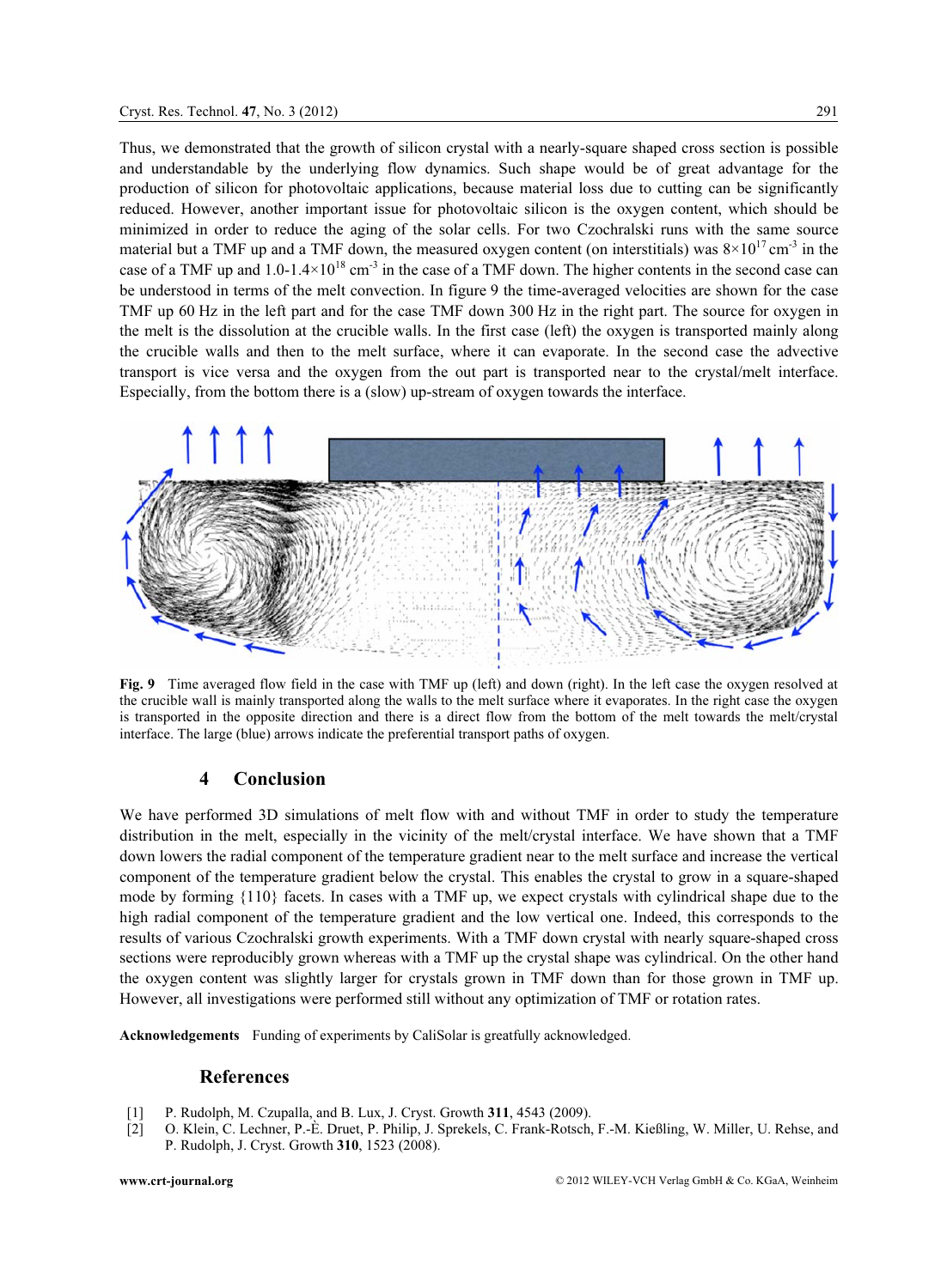Thus, we demonstrated that the growth of silicon crystal with a nearly-square shaped cross section is possible and understandable by the underlying flow dynamics. Such shape would be of great advantage for the production of silicon for photovoltaic applications, because material loss due to cutting can be significantly reduced. However, another important issue for photovoltaic silicon is the oxygen content, which should be minimized in order to reduce the aging of the solar cells. For two Czochralski runs with the same source material but a TMF up and a TMF down, the measured oxygen content (on interstitials) was $8\times10^{17}$ cm$^{-3}$ in the case of a TMF up and $1.0$-$1.4\times10^{18}$ cm$^{-3}$ in the case of a TMF down. The higher contents in the second case can be understood in terms of the melt convection. In figure 9 the time-averaged velocities are shown for the case TMF up 60 Hz in the left part and for the case TMF down 300 Hz in the right part. The source for oxygen in the melt is the dissolution at the crucible walls. In the first case (left) the oxygen is transported mainly along the crucible walls and then to the melt surface, where it can evaporate. In the second case the advective transport is vice versa and the oxygen from the out part is transported near to the crystal/melt interface. Especially, from the bottom there is a (slow) up-stream of oxygen towards the interface.

**Fig. 9** Time averaged flow field in the case with TMF up (left) and down (right). In the left case the oxygen resolved at the crucible wall is mainly transported along the walls to the melt surface where it evaporates. In the right case the oxygen is transported in the opposite direction and there is a direct flow from the bottom of the melt towards the melt/crystal interface. The large (blue) arrows indicate the preferential transport paths of oxygen.

## 4 Conclusion

We have performed 3D simulations of melt flow with and without TMF in order to study the temperature distribution in the melt, especially in the vicinity of the melt/crystal interface. We have shown that a TMF down lowers the radial component of the temperature gradient near to the melt surface and increase the vertical component of the temperature gradient below the crystal. This enables the crystal to grow in a square-shaped mode by forming {110} facets. In cases with a TMF up, we expect crystals with cylindrical shape due to the high radial component of the temperature gradient and the low vertical one. Indeed, this corresponds to the results of various Czochralski growth experiments. With a TMF down crystal with nearly square-shaped cross sections were reproducibly grown whereas with a TMF up the crystal shape was cylindrical. On the other hand the oxygen content was slightly larger for crystals grown in TMF down than for those grown in TMF up. However, all investigations were performed still without any optimization of TMF or rotation rates.

**Acknowledgements** Funding of experiments by CaliSolar is greatfully acknowledged.

## References

[1] P. Rudolph, M. Czupalla, and B. Lux, J. Cryst. Growth **311**, 4543 (2009).

[2] O. Klein, C. Lechner, P.-È. Druet, P. Philip, J. Sprekels, C. Frank-Rotsch, F.-M. Kießling, W. Miller, U. Rehse, and P. Rudolph, J. Cryst. Growth **310**, 1523 (2008).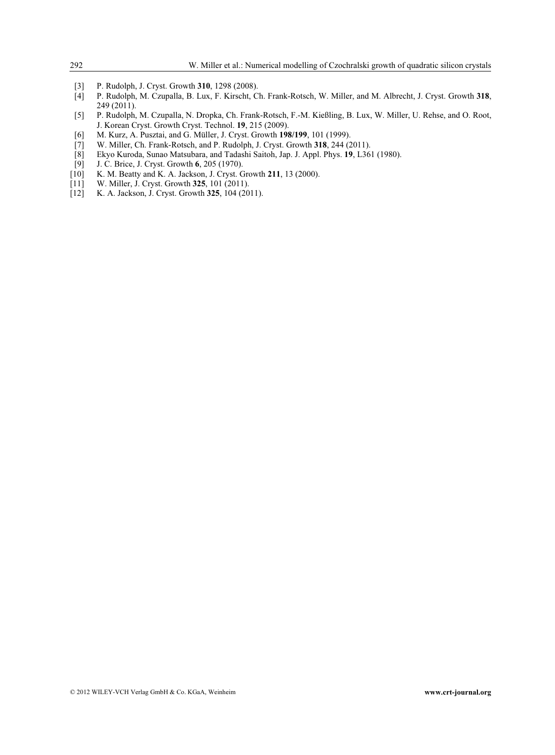[3] P. Rudolph, J. Cryst. Growth **310**, 1298 (2008).

[4] P. Rudolph, M. Czupalla, B. Lux, F. Kirscht, Ch. Frank-Rotsch, W. Miller, and M. Albrecht, J. Cryst. Growth **318**, 249 (2011).

[5] P. Rudolph, M. Czupalla, N. Dropka, Ch. Frank-Rotsch, F.-M. Kießling, B. Lux, W. Miller, U. Rehse, and O. Root, J. Korean Cryst. Growth Cryst. Technol. **19**, 215 (2009).

[6] M. Kurz, A. Pusztai, and G. Müller, J. Cryst. Growth **198/199**, 101 (1999).

[7] W. Miller, Ch. Frank-Rotsch, and P. Rudolph, J. Cryst. Growth **318**, 244 (2011).

[8] Ekyo Kuroda, Sunao Matsubara, and Tadashi Saitoh, Jap. J. Appl. Phys. **19**, L361 (1980).

[9] J. C. Brice, J. Cryst. Growth **6**, 205 (1970).

[10] K. M. Beatty and K. A. Jackson, J. Cryst. Growth **211**, 13 (2000).

[11] W. Miller, J. Cryst. Growth **325**, 101 (2011).

[12] K. A. Jackson, J. Cryst. Growth **325**, 104 (2011).